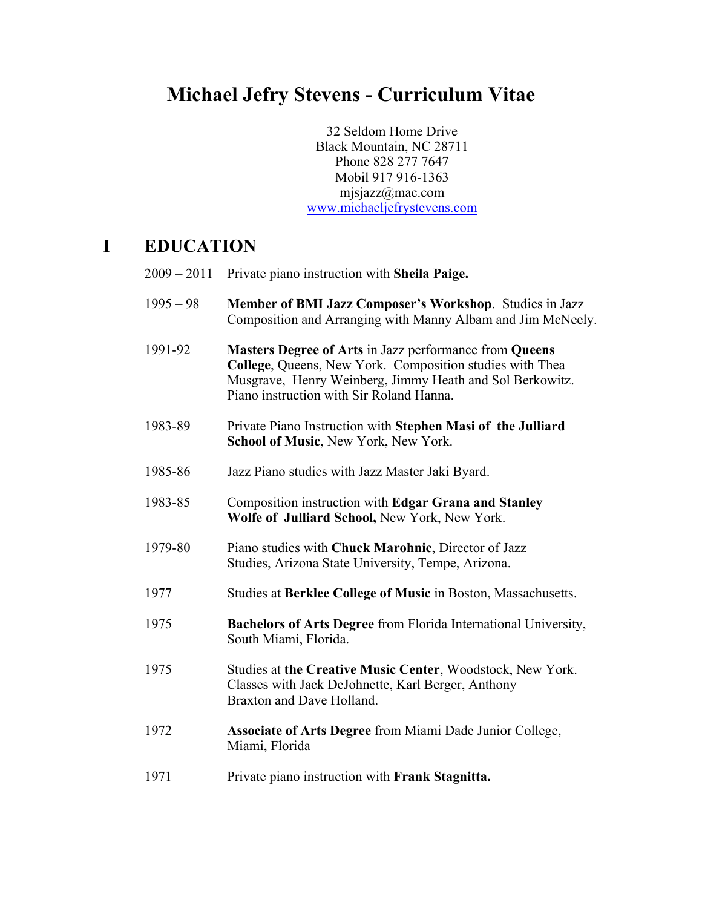# Michael Jefry Stevens - Curriculum Vitae

32 Seldom Home Drive
Black Mountain, NC 28711
Phone 828 277 7647
Mobil 917 916-1363
mjsjazz@mac.com
[www.michaeljefrystevens.com](http://www.michaeljefrystevens.com)

## I EDUCATION

| | |
|---|---|
| 2009 – 2011 | Private piano instruction with **Sheila Paige.** |
| 1995 – 98 | **Member of BMI Jazz Composer's Workshop**. Studies in Jazz Composition and Arranging with Manny Albam and Jim McNeely. |
| 1991-92 | **Masters Degree of Arts** in Jazz performance from **Queens College**, Queens, New York. Composition studies with Thea Musgrave, Henry Weinberg, Jimmy Heath and Sol Berkowitz. Piano instruction with Sir Roland Hanna. |
| 1983-89 | Private Piano Instruction with **Stephen Masi of the Julliard School of Music**, New York, New York. |
| 1985-86 | Jazz Piano studies with Jazz Master Jaki Byard. |
| 1983-85 | Composition instruction with **Edgar Grana and Stanley Wolfe of Julliard School,** New York, New York. |
| 1979-80 | Piano studies with **Chuck Marohnic**, Director of Jazz Studies, Arizona State University, Tempe, Arizona. |
| 1977 | Studies at **Berklee College of Music** in Boston, Massachusetts. |
| 1975 | **Bachelors of Arts Degree** from Florida International University, South Miami, Florida. |
| 1975 | Studies at **the Creative Music Center**, Woodstock, New York. Classes with Jack DeJohnette, Karl Berger, Anthony Braxton and Dave Holland. |
| 1972 | **Associate of Arts Degree** from Miami Dade Junior College, Miami, Florida |
| 1971 | Private piano instruction with **Frank Stagnitta.** |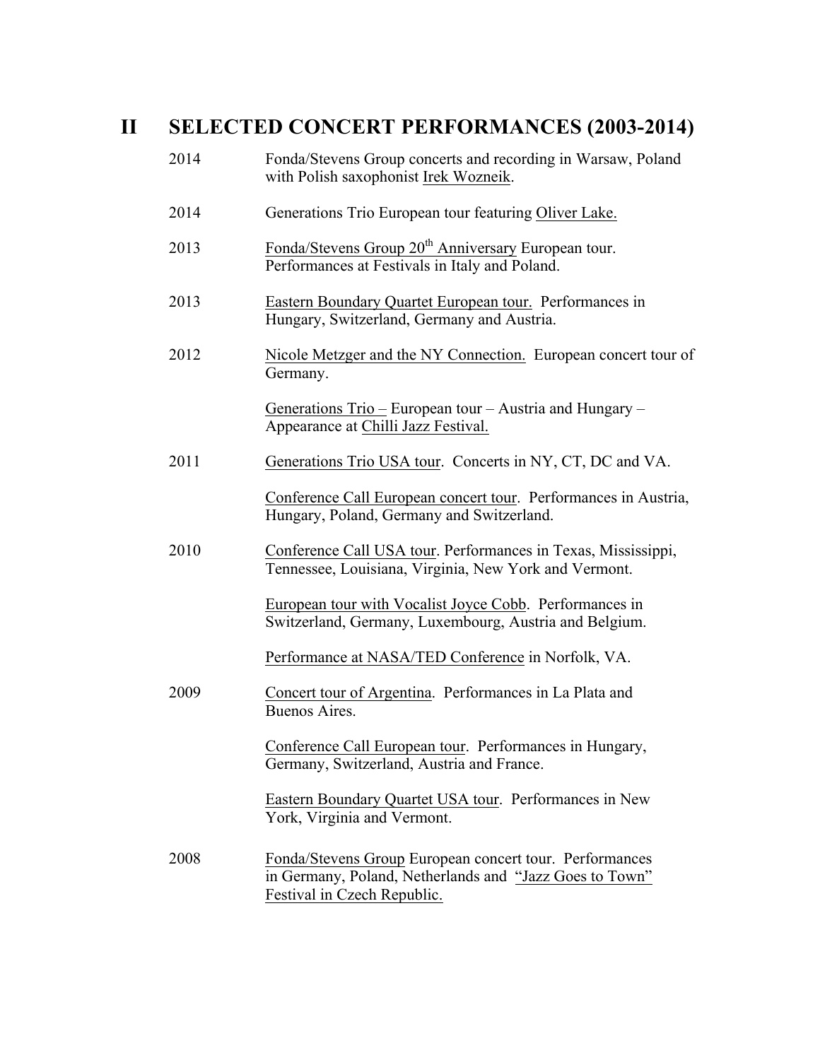# II SELECTED CONCERT PERFORMANCES (2003-2014)

2014 Fonda/Stevens Group concerts and recording in Warsaw, Poland with Polish saxophonist Irek Wozneik.

2014 Generations Trio European tour featuring Oliver Lake.

2013 Fonda/Stevens Group 20th Anniversary European tour. Performances at Festivals in Italy and Poland.

2013 Eastern Boundary Quartet European tour. Performances in Hungary, Switzerland, Germany and Austria.

2012 Nicole Metzger and the NY Connection. European concert tour of Germany.

Generations Trio – European tour – Austria and Hungary – Appearance at Chilli Jazz Festival.

2011 Generations Trio USA tour. Concerts in NY, CT, DC and VA.

Conference Call European concert tour. Performances in Austria, Hungary, Poland, Germany and Switzerland.

2010 Conference Call USA tour. Performances in Texas, Mississippi, Tennessee, Louisiana, Virginia, New York and Vermont.

European tour with Vocalist Joyce Cobb. Performances in Switzerland, Germany, Luxembourg, Austria and Belgium.

Performance at NASA/TED Conference in Norfolk, VA.

2009 Concert tour of Argentina. Performances in La Plata and Buenos Aires.

Conference Call European tour. Performances in Hungary, Germany, Switzerland, Austria and France.

Eastern Boundary Quartet USA tour. Performances in New York, Virginia and Vermont.

2008 Fonda/Stevens Group European concert tour. Performances in Germany, Poland, Netherlands and "Jazz Goes to Town" Festival in Czech Republic.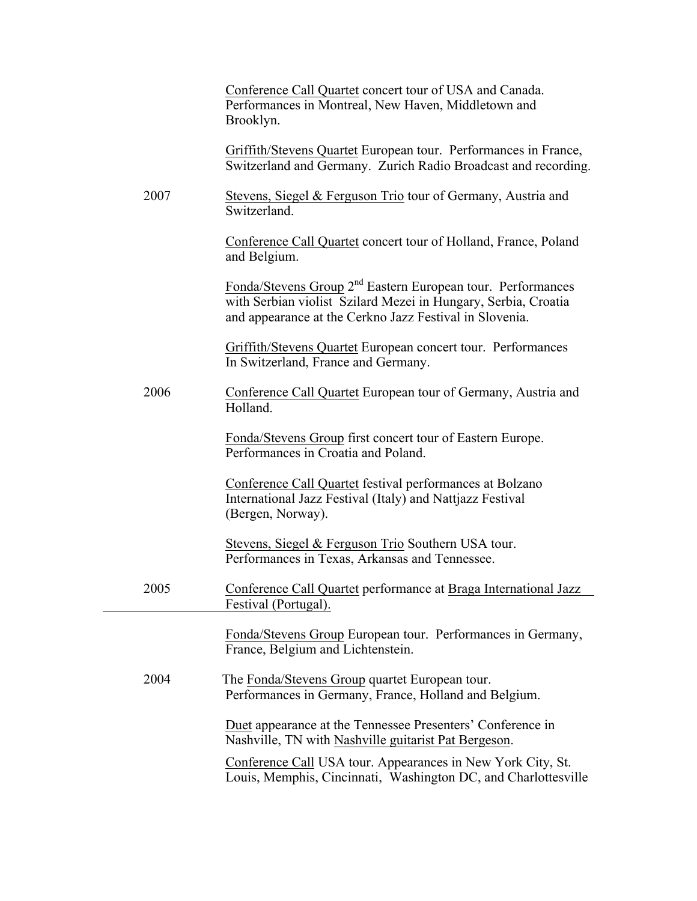Conference Call Quartet concert tour of USA and Canada. Performances in Montreal, New Haven, Middletown and Brooklyn.

Griffith/Stevens Quartet European tour. Performances in France, Switzerland and Germany. Zurich Radio Broadcast and recording.

**2007**

Stevens, Siegel & Ferguson Trio tour of Germany, Austria and Switzerland.

Conference Call Quartet concert tour of Holland, France, Poland and Belgium.

Fonda/Stevens Group 2nd Eastern European tour. Performances with Serbian violist Szilard Mezei in Hungary, Serbia, Croatia and appearance at the Cerkno Jazz Festival in Slovenia.

Griffith/Stevens Quartet European concert tour. Performances In Switzerland, France and Germany.

**2006**

Conference Call Quartet European tour of Germany, Austria and Holland.

Fonda/Stevens Group first concert tour of Eastern Europe. Performances in Croatia and Poland.

Conference Call Quartet festival performances at Bolzano International Jazz Festival (Italy) and Nattjazz Festival (Bergen, Norway).

Stevens, Siegel & Ferguson Trio Southern USA tour. Performances in Texas, Arkansas and Tennessee.

**2005**

Conference Call Quartet performance at Braga International Jazz Festival (Portugal).

Fonda/Stevens Group European tour. Performances in Germany, France, Belgium and Lichtenstein.

**2004**

The Fonda/Stevens Group quartet European tour. Performances in Germany, France, Holland and Belgium.

Duet appearance at the Tennessee Presenters' Conference in Nashville, TN with Nashville guitarist Pat Bergeson.

Conference Call USA tour. Appearances in New York City, St. Louis, Memphis, Cincinnati, Washington DC, and Charlottesville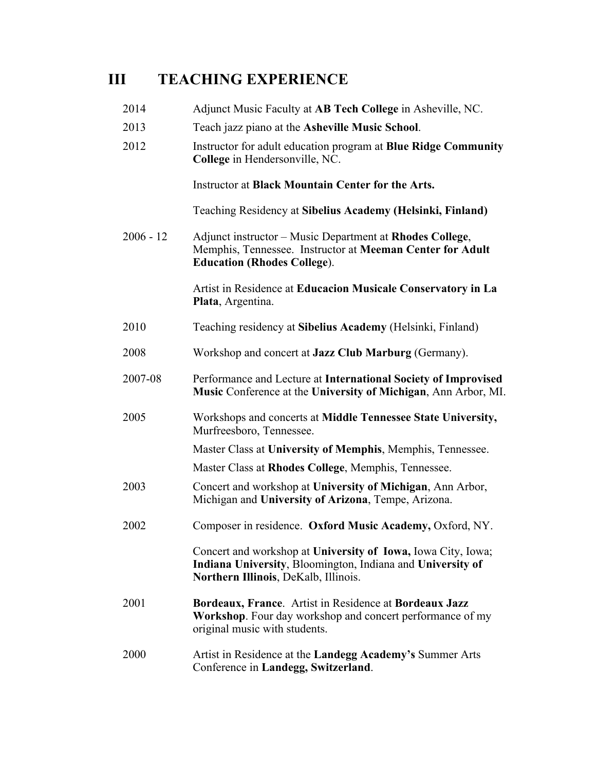# III TEACHING EXPERIENCE

| | |
|---|---|
| 2014 | Adjunct Music Faculty at **AB Tech College** in Asheville, NC. |
| 2013 | Teach jazz piano at the **Asheville Music School**. |
| 2012 | Instructor for adult education program at **Blue Ridge Community College** in Hendersonville, NC. |
| | Instructor at **Black Mountain Center for the Arts.** |
| | Teaching Residency at **Sibelius Academy (Helsinki, Finland)** |
| 2006 - 12 | Adjunct instructor – Music Department at **Rhodes College**, Memphis, Tennessee. Instructor at **Meeman Center for Adult Education (Rhodes College**). |
| | Artist in Residence at **Educacion Musicale Conservatory in La Plata**, Argentina. |
| 2010 | Teaching residency at **Sibelius Academy** (Helsinki, Finland) |
| 2008 | Workshop and concert at **Jazz Club Marburg** (Germany). |
| 2007-08 | Performance and Lecture at **International Society of Improvised Music** Conference at the **University of Michigan**, Ann Arbor, MI. |
| 2005 | Workshops and concerts at **Middle Tennessee State University,** Murfreesboro, Tennessee. |
| | Master Class at **University of Memphis**, Memphis, Tennessee. |
| | Master Class at **Rhodes College**, Memphis, Tennessee. |
| 2003 | Concert and workshop at **University of Michigan**, Ann Arbor, Michigan and **University of Arizona**, Tempe, Arizona. |
| 2002 | Composer in residence. **Oxford Music Academy,** Oxford, NY. |
| | Concert and workshop at **University of Iowa,** Iowa City, Iowa; **Indiana University**, Bloomington, Indiana and **University of Northern Illinois**, DeKalb, Illinois. |
| 2001 | **Bordeaux, France**. Artist in Residence at **Bordeaux Jazz Workshop**. Four day workshop and concert performance of my original music with students. |
| 2000 | Artist in Residence at the **Landegg Academy's** Summer Arts Conference in **Landegg, Switzerland**. |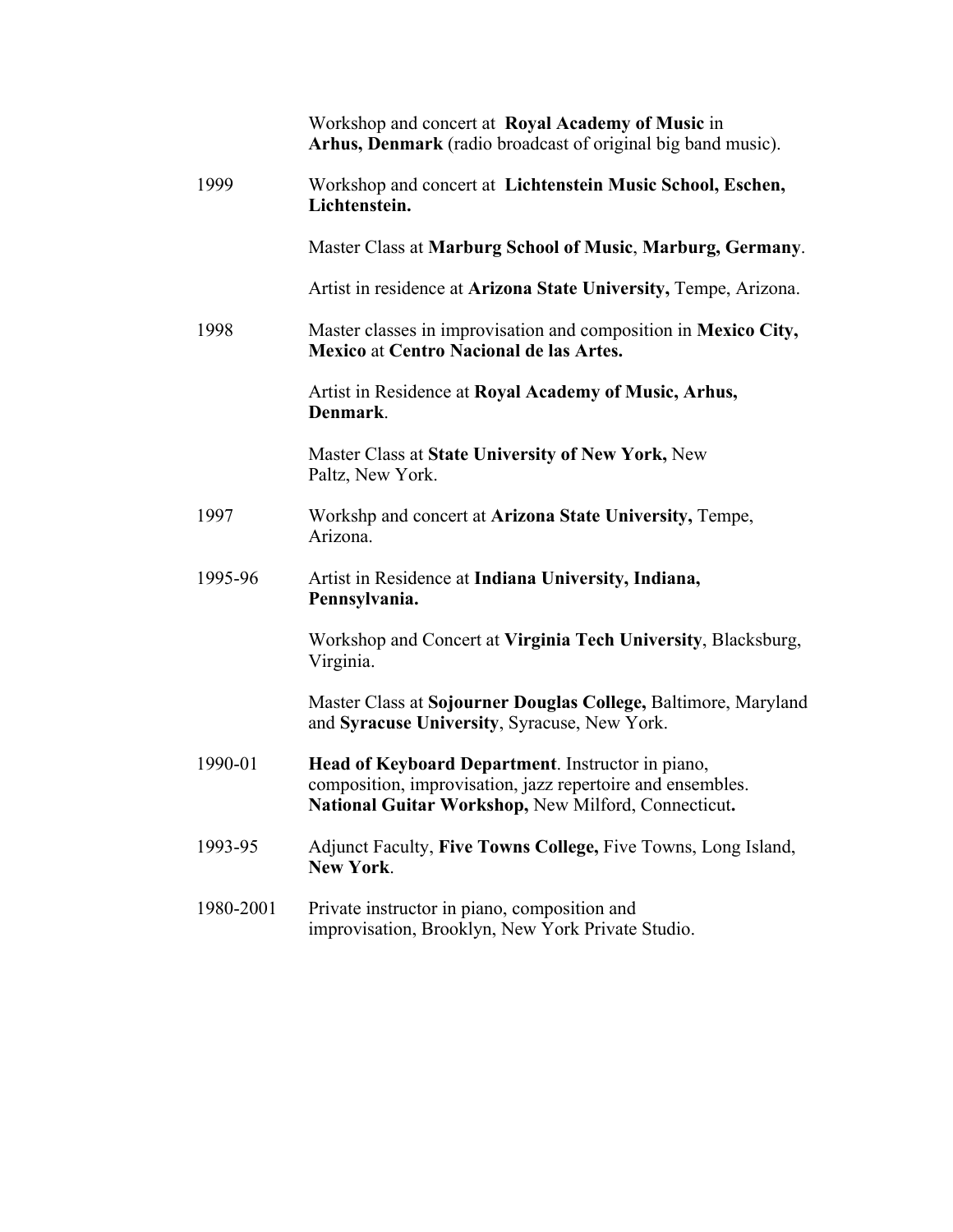| | |
|---|---|
| | Workshop and concert at **Royal Academy of Music** in **Arhus, Denmark** (radio broadcast of original big band music). |
| 1999 | Workshop and concert at **Lichtenstein Music School, Eschen, Lichtenstein.** |
| | Master Class at **Marburg School of Music**, **Marburg, Germany**. |
| | Artist in residence at **Arizona State University,** Tempe, Arizona. |
| 1998 | Master classes in improvisation and composition in **Mexico City, Mexico** at **Centro Nacional de las Artes.** |
| | Artist in Residence at **Royal Academy of Music, Arhus, Denmark**. |
| | Master Class at **State University of New York,** New Paltz, New York. |
| 1997 | Workshp and concert at **Arizona State University,** Tempe, Arizona. |
| 1995-96 | Artist in Residence at **Indiana University, Indiana, Pennsylvania.** |
| | Workshop and Concert at **Virginia Tech University**, Blacksburg, Virginia. |
| | Master Class at **Sojourner Douglas College,** Baltimore, Maryland and **Syracuse University**, Syracuse, New York. |
| 1990-01 | **Head of Keyboard Department**. Instructor in piano, composition, improvisation, jazz repertoire and ensembles. **National Guitar Workshop,** New Milford, Connecticut**.** |
| 1993-95 | Adjunct Faculty, **Five Towns College,** Five Towns, Long Island, **New York**. |
| 1980-2001 | Private instructor in piano, composition and improvisation, Brooklyn, New York Private Studio. |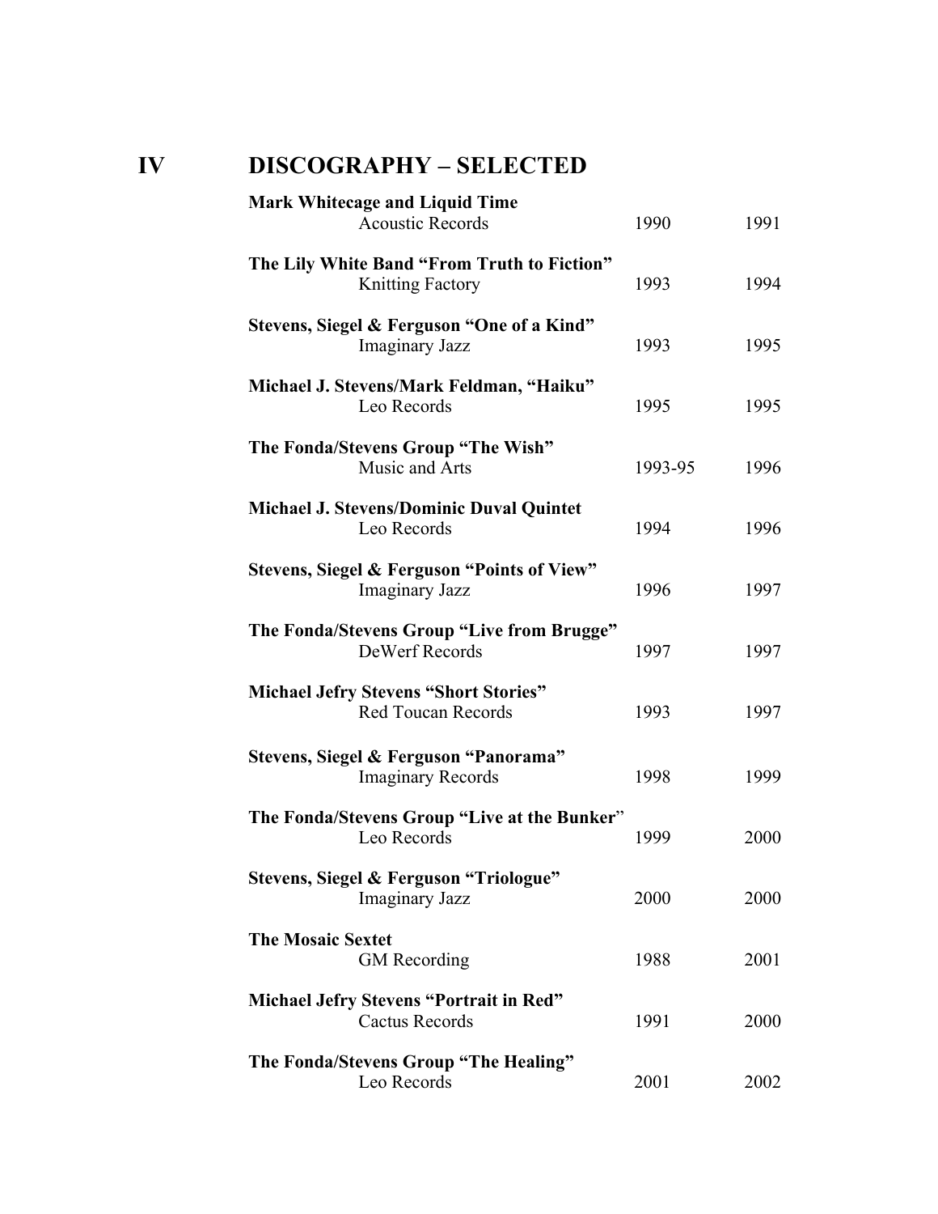# IV DISCOGRAPHY – SELECTED

**Mark Whitecage and Liquid Time**
Acoustic Records 1990 1991

**The Lily White Band "From Truth to Fiction"**
Knitting Factory 1993 1994

**Stevens, Siegel & Ferguson "One of a Kind"**
Imaginary Jazz 1993 1995

**Michael J. Stevens/Mark Feldman, "Haiku"**
Leo Records 1995 1995

**The Fonda/Stevens Group "The Wish"**
Music and Arts 1993-95 1996

**Michael J. Stevens/Dominic Duval Quintet**
Leo Records 1994 1996

**Stevens, Siegel & Ferguson "Points of View"**
Imaginary Jazz 1996 1997

**The Fonda/Stevens Group "Live from Brugge"**
DeWerf Records 1997 1997

**Michael Jefry Stevens "Short Stories"**
Red Toucan Records 1993 1997

**Stevens, Siegel & Ferguson "Panorama"**
Imaginary Records 1998 1999

**The Fonda/Stevens Group "Live at the Bunker"**
Leo Records 1999 2000

**Stevens, Siegel & Ferguson "Triologue"**
Imaginary Jazz 2000 2000

**The Mosaic Sextet**
GM Recording 1988 2001

**Michael Jefry Stevens "Portrait in Red"**
Cactus Records 1991 2000

**The Fonda/Stevens Group "The Healing"**
Leo Records 2001 2002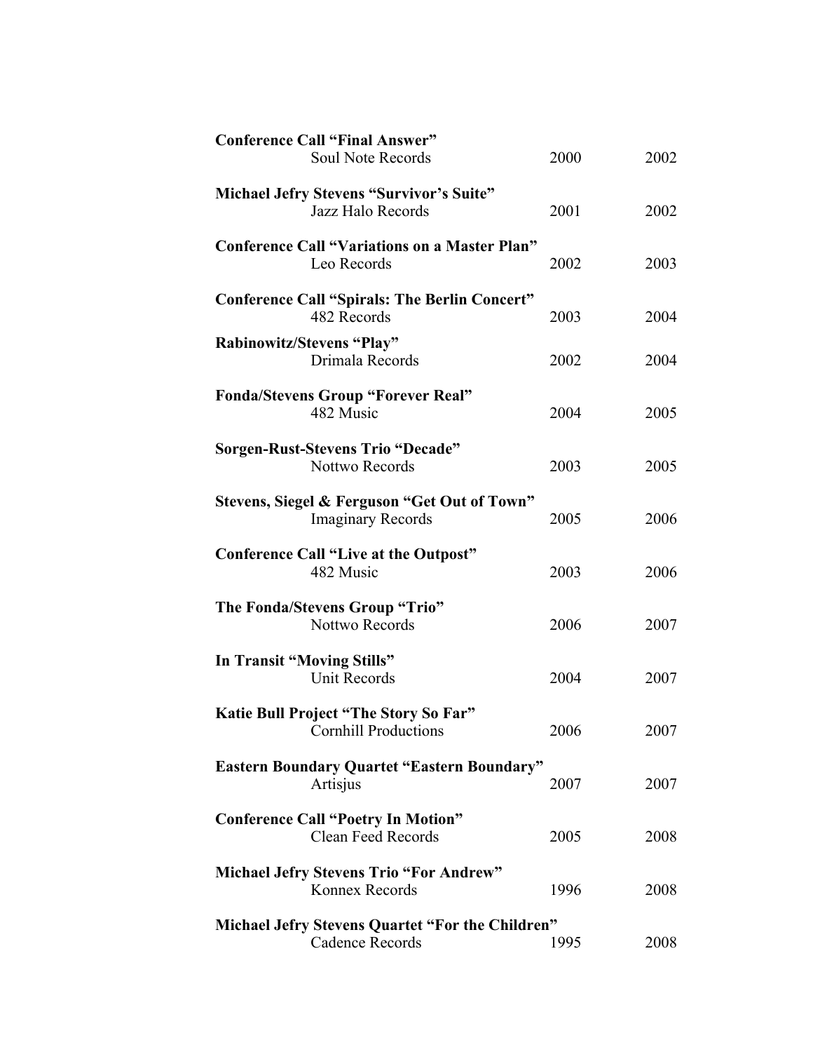**Conference Call "Final Answer"**
Soul Note Records 2000 2002

**Michael Jefry Stevens "Survivor's Suite"**
Jazz Halo Records 2001 2002

**Conference Call "Variations on a Master Plan"**
Leo Records 2002 2003

**Conference Call "Spirals: The Berlin Concert"**
482 Records 2003 2004

**Rabinowitz/Stevens "Play"**
Drimala Records 2002 2004

**Fonda/Stevens Group "Forever Real"**
482 Music 2004 2005

**Sorgen-Rust-Stevens Trio "Decade"**
Nottwo Records 2003 2005

**Stevens, Siegel & Ferguson "Get Out of Town"**
Imaginary Records 2005 2006

**Conference Call "Live at the Outpost"**
482 Music 2003 2006

**The Fonda/Stevens Group "Trio"**
Nottwo Records 2006 2007

**In Transit "Moving Stills"**
Unit Records 2004 2007

**Katie Bull Project "The Story So Far"**
Cornhill Productions 2006 2007

**Eastern Boundary Quartet "Eastern Boundary"**
Artisjus 2007 2007

**Conference Call "Poetry In Motion"**
Clean Feed Records 2005 2008

**Michael Jefry Stevens Trio "For Andrew"**
Konnex Records 1996 2008

**Michael Jefry Stevens Quartet "For the Children"**
Cadence Records 1995 2008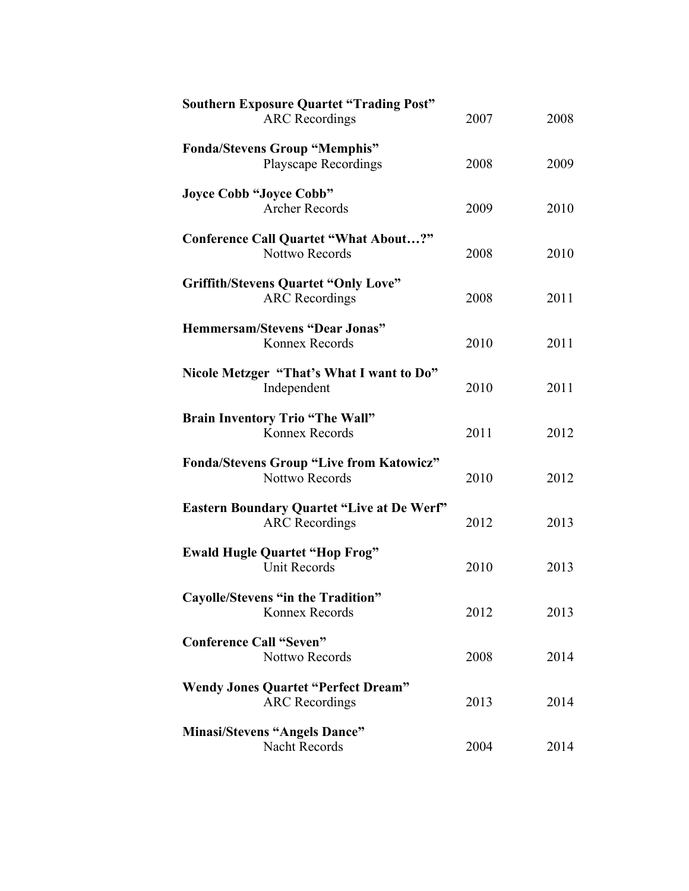**Southern Exposure Quartet "Trading Post"**
ARC Recordings 2007 2008

**Fonda/Stevens Group "Memphis"**
Playscape Recordings 2008 2009

**Joyce Cobb "Joyce Cobb"**
Archer Records 2009 2010

**Conference Call Quartet "What About…?"**
Nottwo Records 2008 2010

**Griffith/Stevens Quartet "Only Love"**
ARC Recordings 2008 2011

**Hemmersam/Stevens "Dear Jonas"**
Konnex Records 2010 2011

**Nicole Metzger "That's What I want to Do"**
Independent 2010 2011

**Brain Inventory Trio "The Wall"**
Konnex Records 2011 2012

**Fonda/Stevens Group "Live from Katowicz"**
Nottwo Records 2010 2012

**Eastern Boundary Quartet "Live at De Werf"**
ARC Recordings 2012 2013

**Ewald Hugle Quartet "Hop Frog"**
Unit Records 2010 2013

**Cayolle/Stevens "in the Tradition"**
Konnex Records 2012 2013

**Conference Call "Seven"**
Nottwo Records 2008 2014

**Wendy Jones Quartet "Perfect Dream"**
ARC Recordings 2013 2014

**Minasi/Stevens "Angels Dance"**
Nacht Records 2004 2014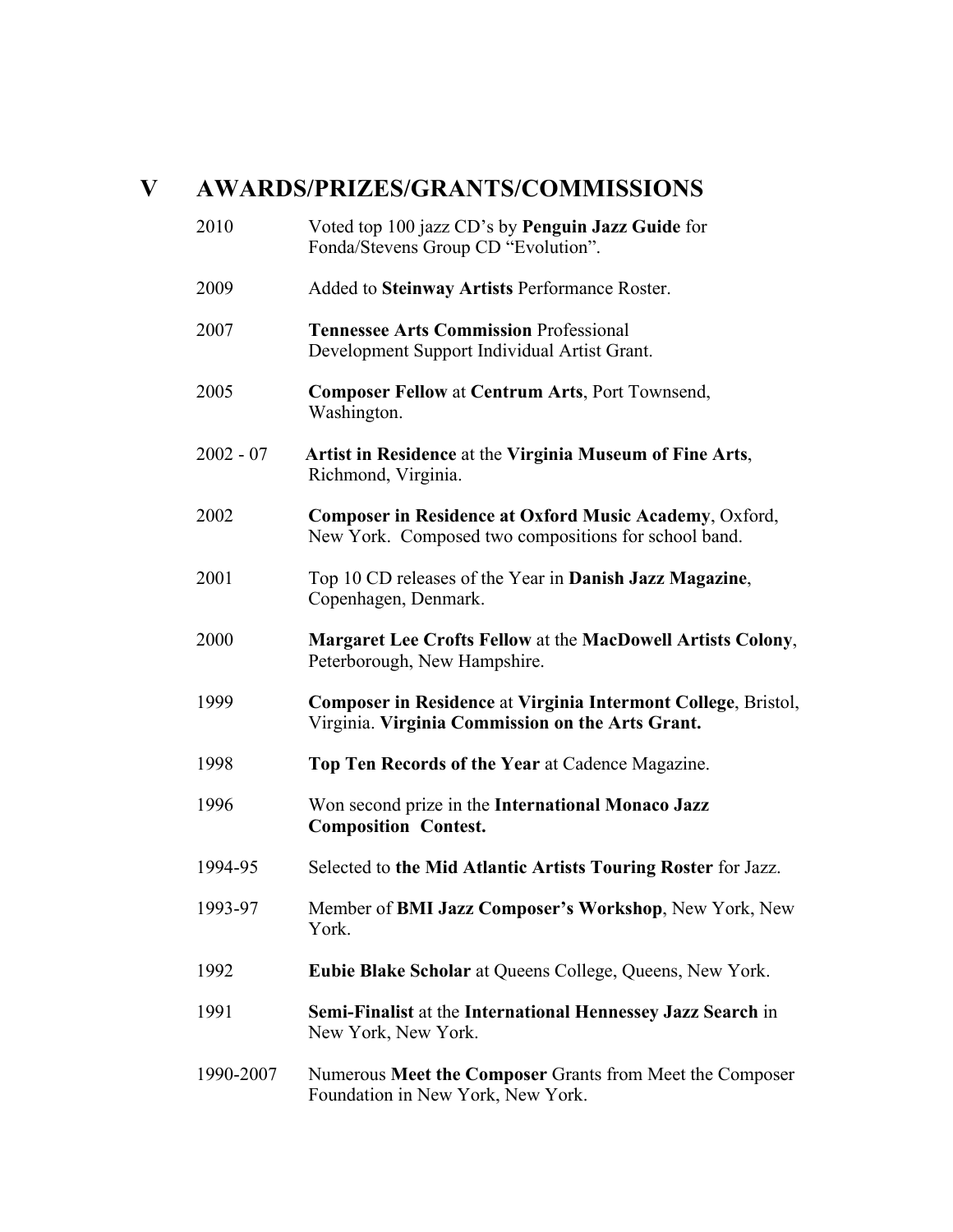## V AWARDS/PRIZES/GRANTS/COMMISSIONS

2010 — Voted top 100 jazz CD's by **Penguin Jazz Guide** for Fonda/Stevens Group CD "Evolution".

2009 — Added to **Steinway Artists** Performance Roster.

2007 — **Tennessee Arts Commission** Professional Development Support Individual Artist Grant.

2005 — **Composer Fellow** at **Centrum Arts**, Port Townsend, Washington.

2002 - 07 — **Artist in Residence** at the **Virginia Museum of Fine Arts**, Richmond, Virginia.

2002 — **Composer in Residence at Oxford Music Academy**, Oxford, New York. Composed two compositions for school band.

2001 — Top 10 CD releases of the Year in **Danish Jazz Magazine**, Copenhagen, Denmark.

2000 — **Margaret Lee Crofts Fellow** at the **MacDowell Artists Colony**, Peterborough, New Hampshire.

1999 — **Composer in Residence** at **Virginia Intermont College**, Bristol, Virginia. **Virginia Commission on the Arts Grant.**

1998 — **Top Ten Records of the Year** at Cadence Magazine.

1996 — Won second prize in the **International Monaco Jazz Composition Contest.**

1994-95 — Selected to **the Mid Atlantic Artists Touring Roster** for Jazz.

1993-97 — Member of **BMI Jazz Composer's Workshop**, New York, New York.

1992 — **Eubie Blake Scholar** at Queens College, Queens, New York.

1991 — **Semi-Finalist** at the **International Hennessey Jazz Search** in New York, New York.

1990-2007 — Numerous **Meet the Composer** Grants from Meet the Composer Foundation in New York, New York.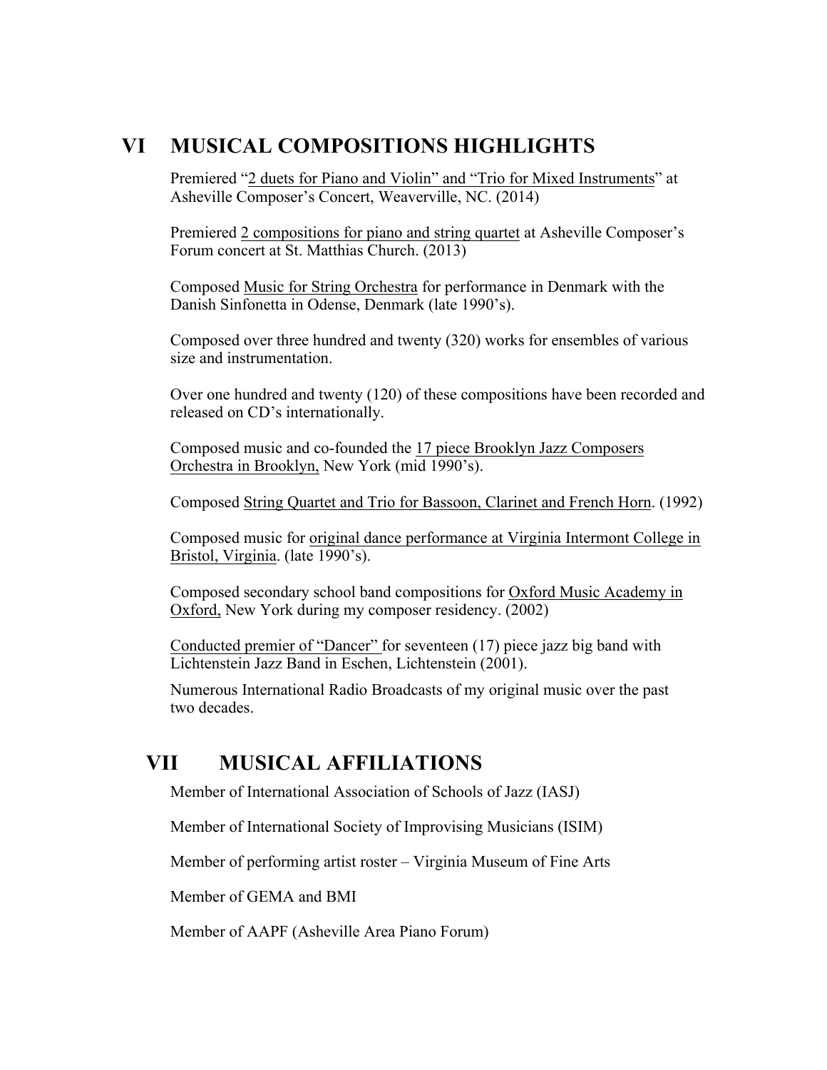## VI MUSICAL COMPOSITIONS HIGHLIGHTS

Premiered "2 duets for Piano and Violin" and "Trio for Mixed Instruments" at Asheville Composer's Concert, Weaverville, NC. (2014)

Premiered 2 compositions for piano and string quartet at Asheville Composer's Forum concert at St. Matthias Church. (2013)

Composed Music for String Orchestra for performance in Denmark with the Danish Sinfonetta in Odense, Denmark (late 1990's).

Composed over three hundred and twenty (320) works for ensembles of various size and instrumentation.

Over one hundred and twenty (120) of these compositions have been recorded and released on CD's internationally.

Composed music and co-founded the 17 piece Brooklyn Jazz Composers Orchestra in Brooklyn, New York (mid 1990's).

Composed String Quartet and Trio for Bassoon, Clarinet and French Horn. (1992)

Composed music for original dance performance at Virginia Intermont College in Bristol, Virginia. (late 1990's).

Composed secondary school band compositions for Oxford Music Academy in Oxford, New York during my composer residency. (2002)

Conducted premier of "Dancer" for seventeen (17) piece jazz big band with Lichtenstein Jazz Band in Eschen, Lichtenstein (2001).

Numerous International Radio Broadcasts of my original music over the past two decades.

## VII MUSICAL AFFILIATIONS

Member of International Association of Schools of Jazz (IASJ)

Member of International Society of Improvising Musicians (ISIM)

Member of performing artist roster – Virginia Museum of Fine Arts

Member of GEMA and BMI

Member of AAPF (Asheville Area Piano Forum)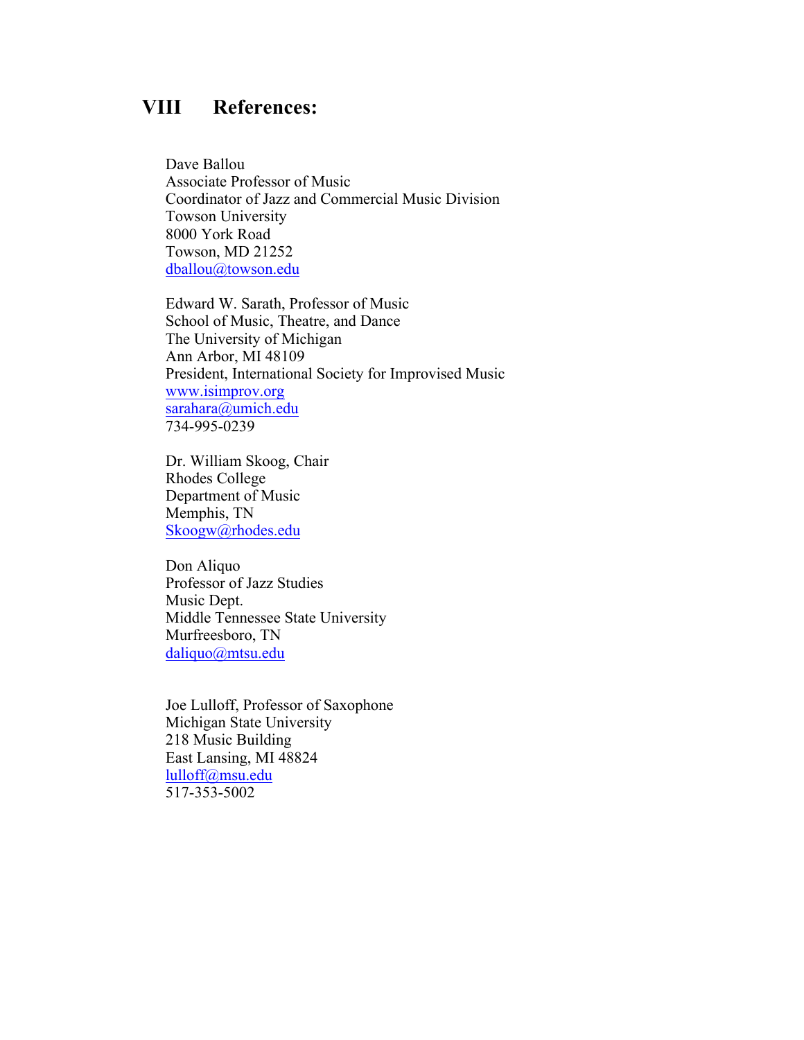## VIII References:

Dave Ballou
Associate Professor of Music
Coordinator of Jazz and Commercial Music Division
Towson University
8000 York Road
Towson, MD 21252
dballou@towson.edu

Edward W. Sarath, Professor of Music
School of Music, Theatre, and Dance
The University of Michigan
Ann Arbor, MI 48109
President, International Society for Improvised Music
www.isimprov.org
sarahara@umich.edu
734-995-0239

Dr. William Skoog, Chair
Rhodes College
Department of Music
Memphis, TN
Skoogw@rhodes.edu

Don Aliquo
Professor of Jazz Studies
Music Dept.
Middle Tennessee State University
Murfreesboro, TN
daliquo@mtsu.edu

Joe Lulloff, Professor of Saxophone
Michigan State University
218 Music Building
East Lansing, MI 48824
lulloff@msu.edu
517-353-5002